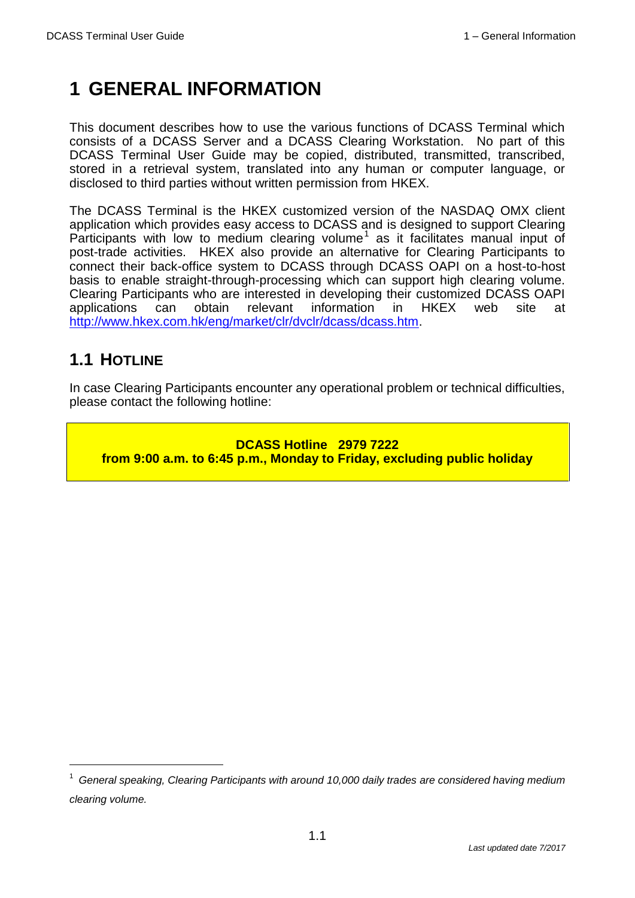# 1 GENERAL INFORMATION

This document describes how to use the various functions of DCASS Terminal which consists of a DCASS Server and a DCASS Clearing Workstation. No part of this DCASS Terminal User Guide may be copied, distributed, transmitted, transcribed, stored in a retrieval system, translated into any human or computer language, or disclosed to third parties without written permission from HKEX.

The DCASS Terminal is the HKEX customized version of the NASDAQ OMX client application which provides easy access to DCASS and is designed to support Clearing Participants with low to medium clearing volume[1] as it facilitates manual input of post-trade activities. HKEX also provide an alternative for Clearing Participants to connect their back-office system to DCASS through DCASS OAPI on a host-to-host basis to enable straight-through-processing which can support high clearing volume. Clearing Participants who are interested in developing their customized DCASS OAPI applications can obtain relevant information in HKEX web site at http://www.hkex.com.hk/eng/market/clr/dvclr/dcass/dcass.htm.

## 1.1 HOTLINE

In case Clearing Participants encounter any operational problem or technical difficulties, please contact the following hotline:

**DCASS Hotline 2979 7222**
**from 9:00 a.m. to 6:45 p.m., Monday to Friday, excluding public holiday**

---

[1] *General speaking, Clearing Participants with around 10,000 daily trades are considered having medium clearing volume.*

*Last updated date 7/2017*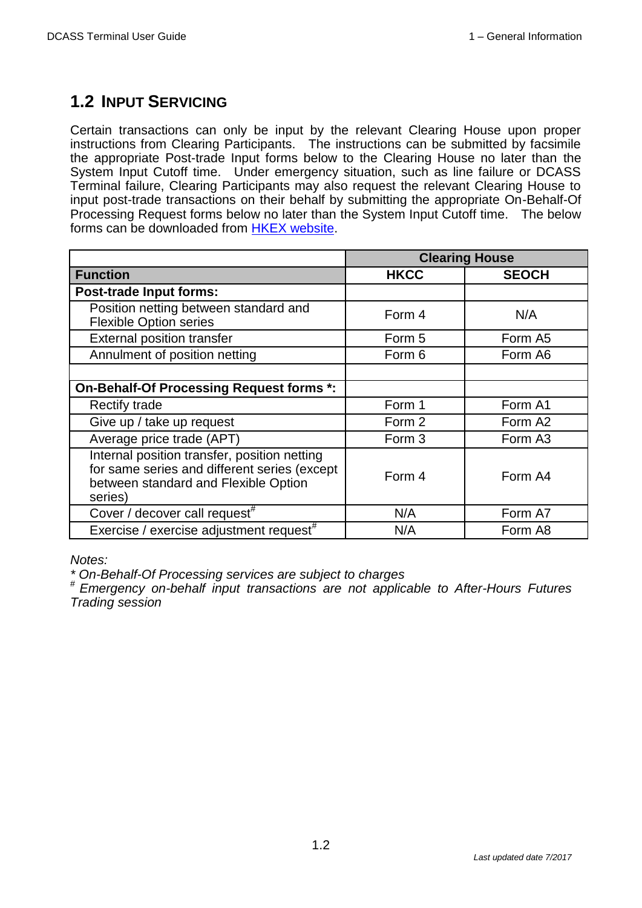## 1.2 INPUT SERVICING

Certain transactions can only be input by the relevant Clearing House upon proper instructions from Clearing Participants. The instructions can be submitted by facsimile the appropriate Post-trade Input forms below to the Clearing House no later than the System Input Cutoff time. Under emergency situation, such as line failure or DCASS Terminal failure, Clearing Participants may also request the relevant Clearing House to input post-trade transactions on their behalf by submitting the appropriate On-Behalf-Of Processing Request forms below no later than the System Input Cutoff time. The below forms can be downloaded from HKEX website.

| | **Clearing House** | |
|---|---|---|
| **Function** | **HKCC** | **SEOCH** |
| **Post-trade Input forms:** | | |
| Position netting between standard and Flexible Option series | Form 4 | N/A |
| External position transfer | Form 5 | Form A5 |
| Annulment of position netting | Form 6 | Form A6 |
| | | |
| **On-Behalf-Of Processing Request forms *:** | | |
| Rectify trade | Form 1 | Form A1 |
| Give up / take up request | Form 2 | Form A2 |
| Average price trade (APT) | Form 3 | Form A3 |
| Internal position transfer, position netting for same series and different series (except between standard and Flexible Option series) | Form 4 | Form A4 |
| Cover / decover call request# | N/A | Form A7 |
| Exercise / exercise adjustment request# | N/A | Form A8 |

*Notes:*

*\* On-Behalf-Of Processing services are subject to charges*

*# Emergency on-behalf input transactions are not applicable to After-Hours Futures Trading session*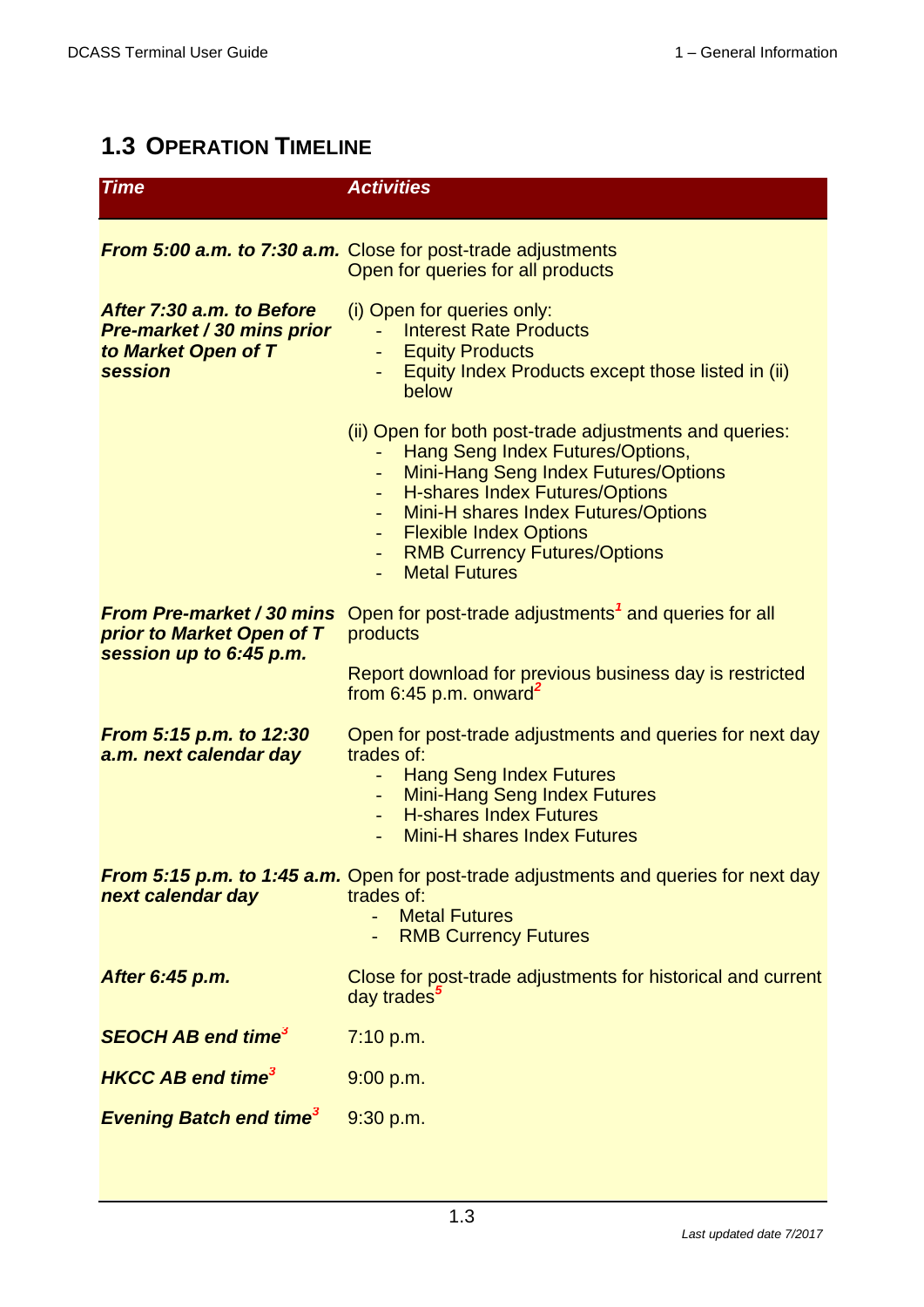## 1.3 Operation Timeline

| Time | Activities |
| --- | --- |
| ***From 5:00 a.m. to 7:30 a.m.*** | Close for post-trade adjustments<br>Open for queries for all products |
| ***After 7:30 a.m. to Before Pre-market / 30 mins prior to Market Open of T session*** | (i) Open for queries only:<br>- Interest Rate Products<br>- Equity Products<br>- Equity Index Products except those listed in (ii) below<br><br>(ii) Open for both post-trade adjustments and queries:<br>- Hang Seng Index Futures/Options,<br>- Mini-Hang Seng Index Futures/Options<br>- H-shares Index Futures/Options<br>- Mini-H shares Index Futures/Options<br>- Flexible Index Options<br>- RMB Currency Futures/Options<br>- Metal Futures |
| ***From Pre-market / 30 mins prior to Market Open of T session up to 6:45 p.m.*** | Open for post-trade adjustments[1] and queries for all products<br><br>Report download for previous business day is restricted from 6:45 p.m. onward[2] |
| ***From 5:15 p.m. to 12:30 a.m. next calendar day*** | Open for post-trade adjustments and queries for next day trades of:<br>- Hang Seng Index Futures<br>- Mini-Hang Seng Index Futures<br>- H-shares Index Futures<br>- Mini-H shares Index Futures |
| ***From 5:15 p.m. to 1:45 a.m. next calendar day*** | Open for post-trade adjustments and queries for next day trades of:<br>- Metal Futures<br>- RMB Currency Futures |
| ***After 6:45 p.m.*** | Close for post-trade adjustments for historical and current day trades[5] |
| ***SEOCH AB end time[3]*** | 7:10 p.m. |
| ***HKCC AB end time[3]*** | 9:00 p.m. |
| ***Evening Batch end time[3]*** | 9:30 p.m. |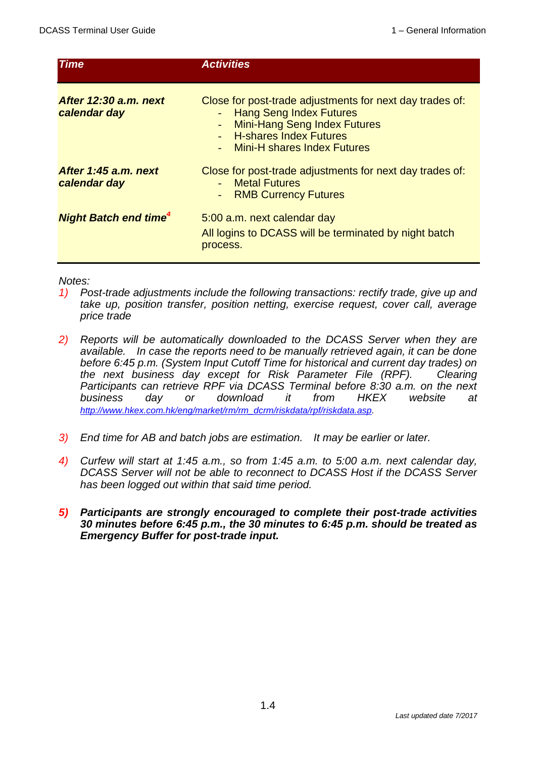| Time | Activities |
| --- | --- |
| ***After 12:30 a.m. next calendar day*** | Close for post-trade adjustments for next day trades of:<br>- Hang Seng Index Futures<br>- Mini-Hang Seng Index Futures<br>- H-shares Index Futures<br>- Mini-H shares Index Futures |
| ***After 1:45 a.m. next calendar day*** | Close for post-trade adjustments for next day trades of:<br>- Metal Futures<br>- RMB Currency Futures |
| ***Night Batch end time[4]*** | 5:00 a.m. next calendar day<br>All logins to DCASS will be terminated by night batch process. |

*Notes:*

1) *Post-trade adjustments include the following transactions: rectify trade, give up and take up, position transfer, position netting, exercise request, cover call, average price trade*

2) *Reports will be automatically downloaded to the DCASS Server when they are available. In case the reports need to be manually retrieved again, it can be done before 6:45 p.m. (System Input Cutoff Time for historical and current day trades) on the next business day except for Risk Parameter File (RPF). Clearing Participants can retrieve RPF via DCASS Terminal before 8:30 a.m. on the next business day or download it from HKEX website at http://www.hkex.com.hk/eng/market/rm/rm_dcrm/riskdata/rpf/riskdata.asp.*

3) *End time for AB and batch jobs are estimation. It may be earlier or later.*

4) *Curfew will start at 1:45 a.m., so from 1:45 a.m. to 5:00 a.m. next calendar day, DCASS Server will not be able to reconnect to DCASS Host if the DCASS Server has been logged out within that said time period.*

5) ***Participants are strongly encouraged to complete their post-trade activities 30 minutes before 6:45 p.m., the 30 minutes to 6:45 p.m. should be treated as Emergency Buffer for post-trade input.***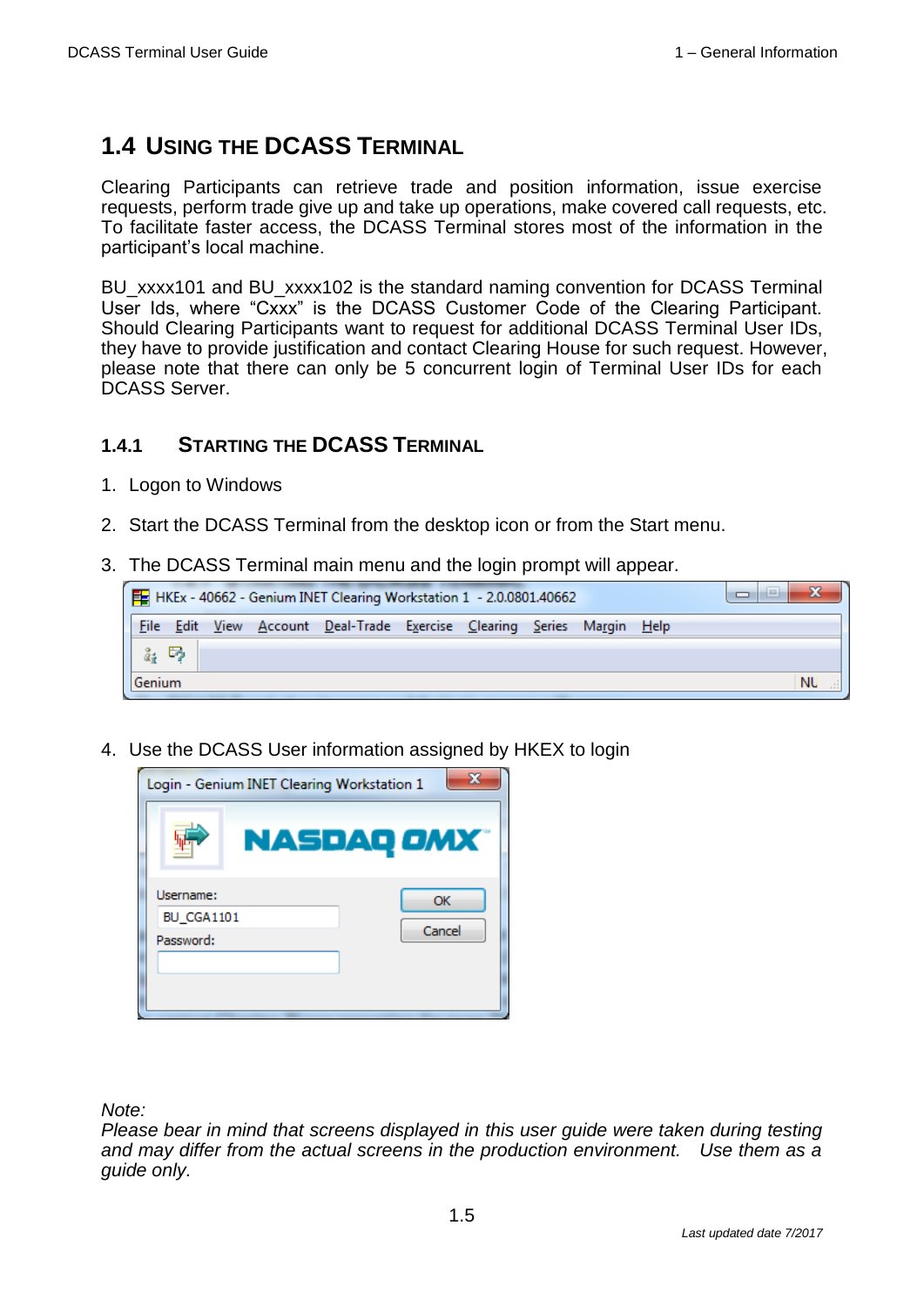## 1.4 USING THE DCASS TERMINAL

Clearing Participants can retrieve trade and position information, issue exercise requests, perform trade give up and take up operations, make covered call requests, etc. To facilitate faster access, the DCASS Terminal stores most of the information in the participant's local machine.

BU_xxxx101 and BU_xxxx102 is the standard naming convention for DCASS Terminal User Ids, where "Cxxx" is the DCASS Customer Code of the Clearing Participant. Should Clearing Participants want to request for additional DCASS Terminal User IDs, they have to provide justification and contact Clearing House for such request. However, please note that there can only be 5 concurrent login of Terminal User IDs for each DCASS Server.

### 1.4.1 STARTING THE DCASS TERMINAL

1. Logon to Windows
2. Start the DCASS Terminal from the desktop icon or from the Start menu.
3. The DCASS Terminal main menu and the login prompt will appear.
4. Use the DCASS User information assigned by HKEX to login

*Note:*
*Please bear in mind that screens displayed in this user guide were taken during testing and may differ from the actual screens in the production environment. Use them as a guide only.*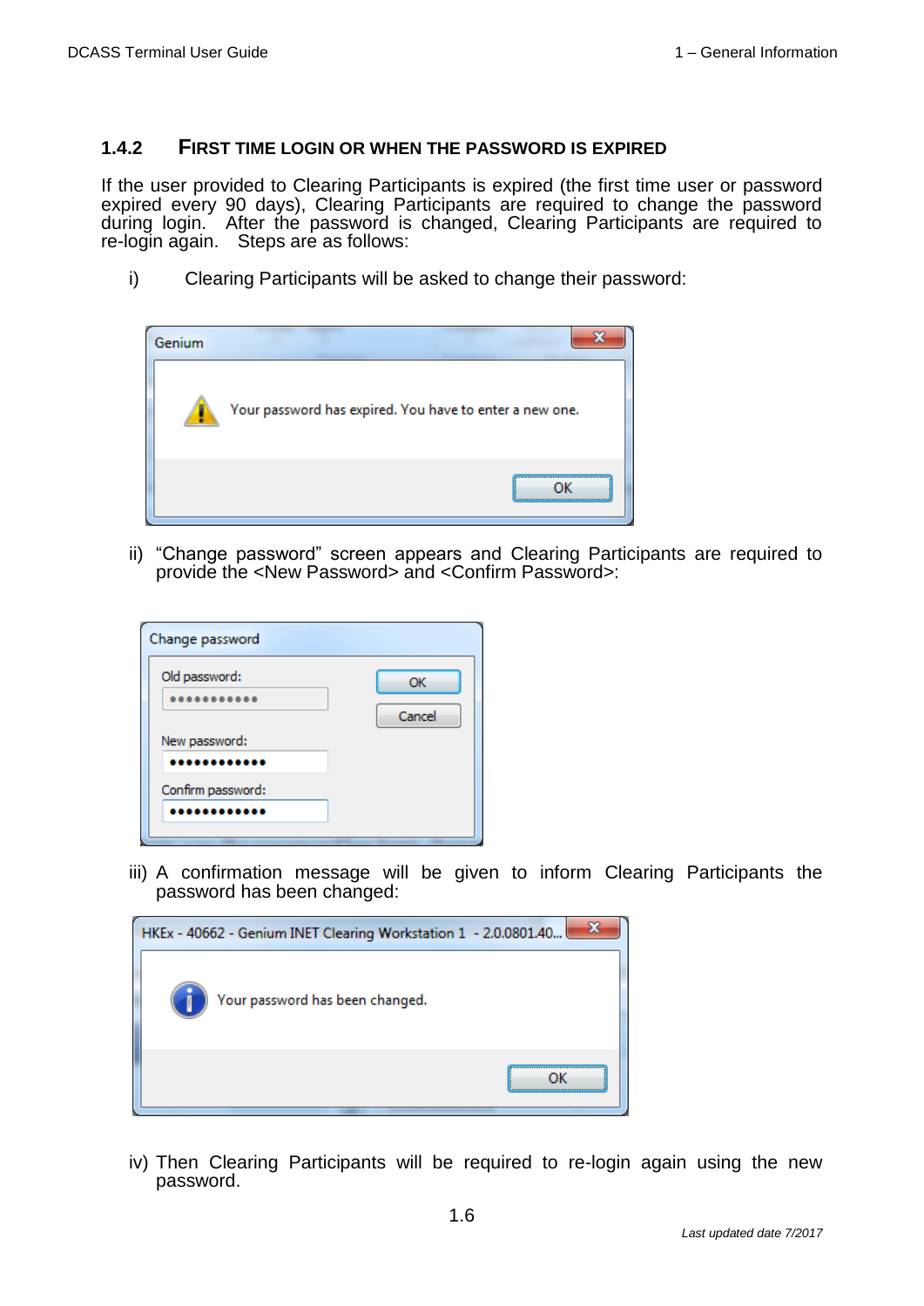### 1.4.2 FIRST TIME LOGIN OR WHEN THE PASSWORD IS EXPIRED

If the user provided to Clearing Participants is expired (the first time user or password expired every 90 days), Clearing Participants are required to change the password during login. After the password is changed, Clearing Participants are required to re-login again. Steps are as follows:

i) Clearing Participants will be asked to change their password:

ii) "Change password" screen appears and Clearing Participants are required to provide the <New Password> and <Confirm Password>:

iii) A confirmation message will be given to inform Clearing Participants the password has been changed:

iv) Then Clearing Participants will be required to re-login again using the new password.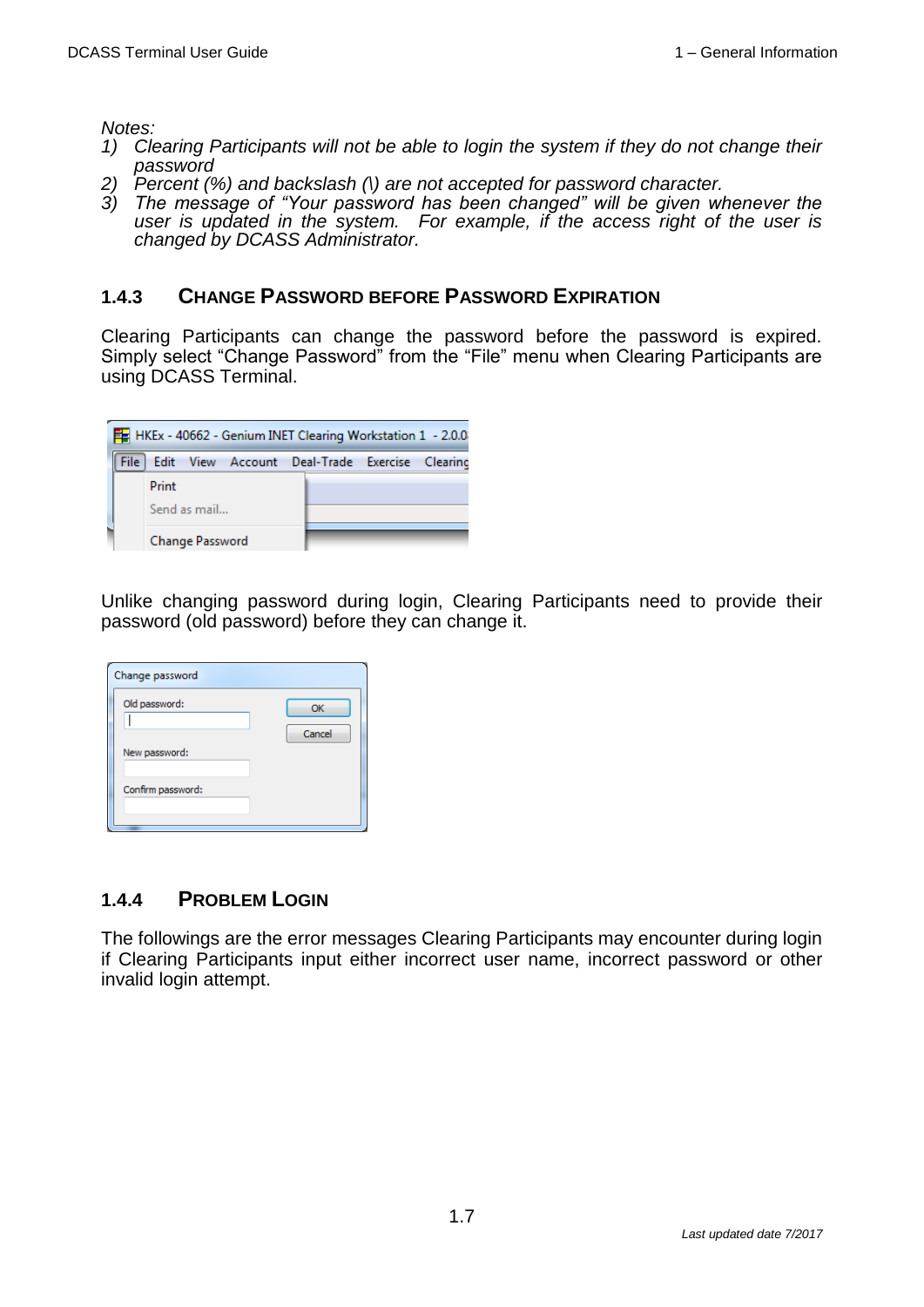*Notes:*

1) *Clearing Participants will not be able to login the system if they do not change their password*
2) *Percent (%) and backslash (\) are not accepted for password character.*
3) *The message of "Your password has been changed" will be given whenever the user is updated in the system. For example, if the access right of the user is changed by DCASS Administrator.*

### 1.4.3 CHANGE PASSWORD BEFORE PASSWORD EXPIRATION

Clearing Participants can change the password before the password is expired. Simply select "Change Password" from the "File" menu when Clearing Participants are using DCASS Terminal.

Unlike changing password during login, Clearing Participants need to provide their password (old password) before they can change it.

### 1.4.4 PROBLEM LOGIN

The followings are the error messages Clearing Participants may encounter during login if Clearing Participants input either incorrect user name, incorrect password or other invalid login attempt.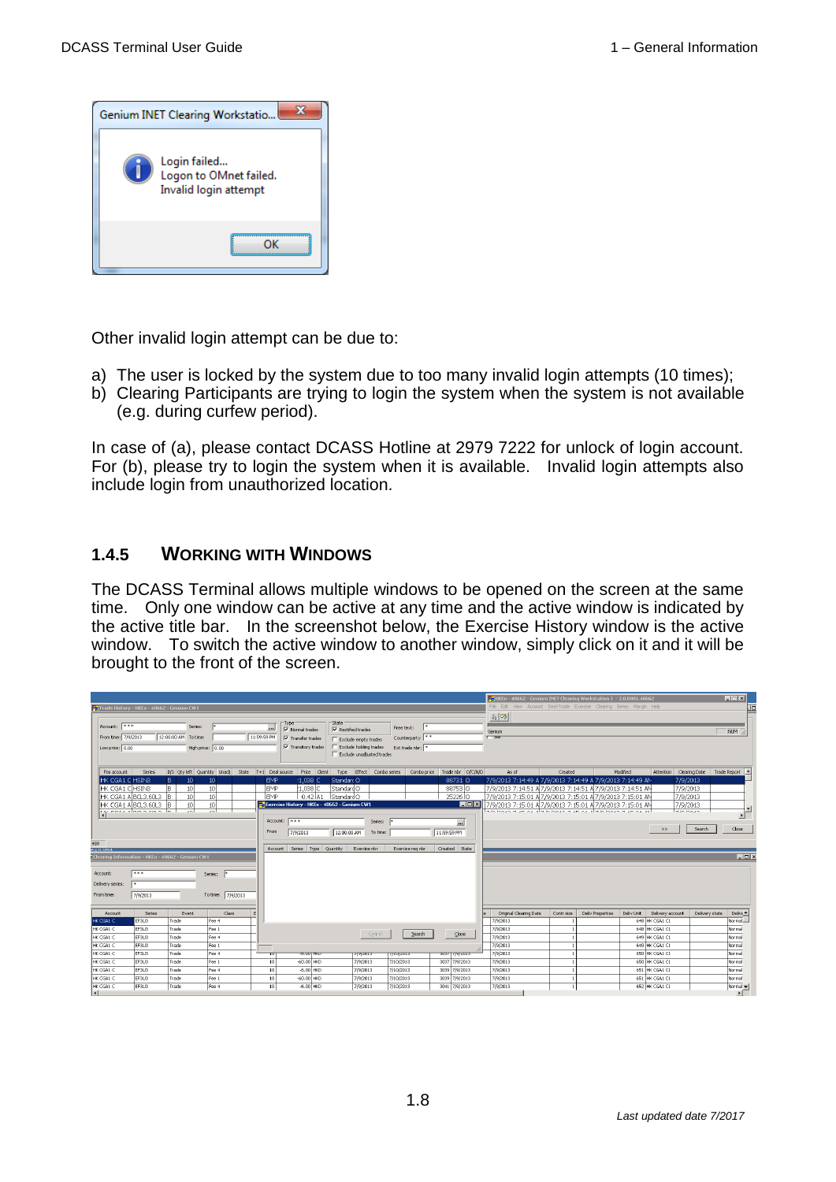Other invalid login attempt can be due to:

a) The user is locked by the system due to too many invalid login attempts (10 times);
b) Clearing Participants are trying to login the system when the system is not available (e.g. during curfew period).

In case of (a), please contact DCASS Hotline at 2979 7222 for unlock of login account. For (b), please try to login the system when it is available. Invalid login attempts also include login from unauthorized location.

### 1.4.5 WORKING WITH WINDOWS

The DCASS Terminal allows multiple windows to be opened on the screen at the same time. Only one window can be active at any time and the active window is indicated by the active title bar. In the screenshot below, the Exercise History window is the active window. To switch the active window to another window, simply click on it and it will be brought to the front of the screen.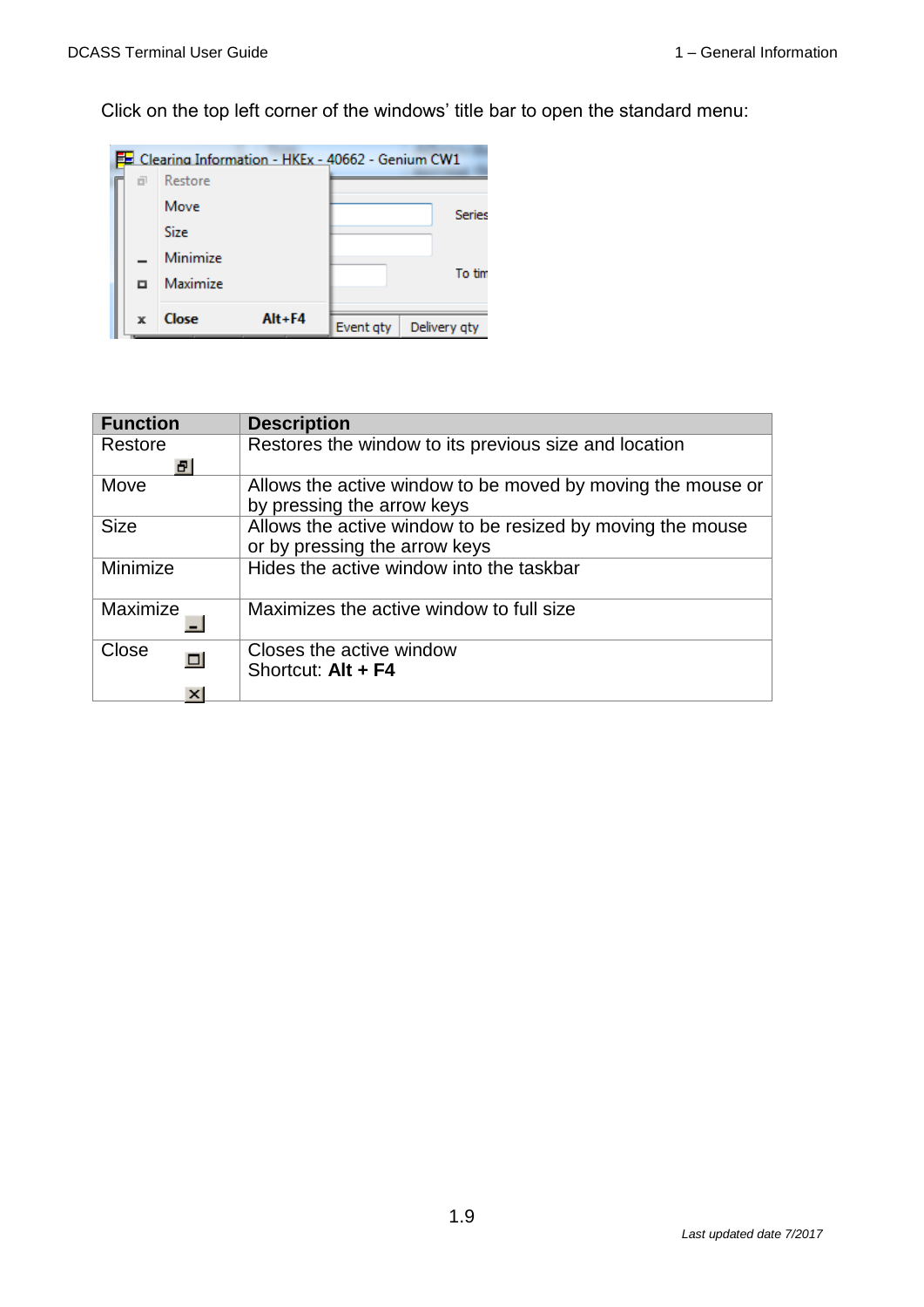Click on the top left corner of the windows' title bar to open the standard menu:

| Function | Description |
|---|---|
| Restore | Restores the window to its previous size and location |
| Move | Allows the active window to be moved by moving the mouse or by pressing the arrow keys |
| Size | Allows the active window to be resized by moving the mouse or by pressing the arrow keys |
| Minimize | Hides the active window into the taskbar |
| Maximize | Maximizes the active window to full size |
| Close | Closes the active window<br>Shortcut: **Alt + F4** |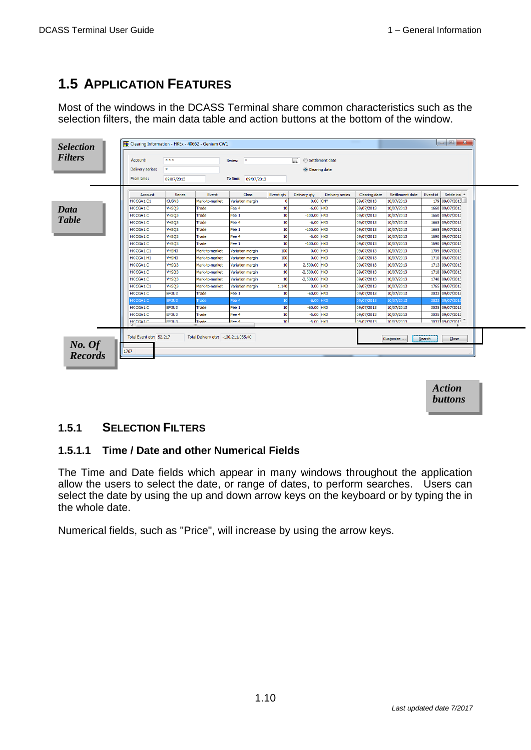## 1.5 APPLICATION FEATURES

Most of the windows in the DCASS Terminal share common characteristics such as the selection filters, the main data table and action buttons at the bottom of the window.

### 1.5.1 SELECTION FILTERS

#### 1.5.1.1 Time / Date and other Numerical Fields

The Time and Date fields which appear in many windows throughout the application allow the users to select the date, or range of dates, to perform searches. Users can select the date by using the up and down arrow keys on the keyboard or by typing the in the whole date.

Numerical fields, such as "Price", will increase by using the arrow keys.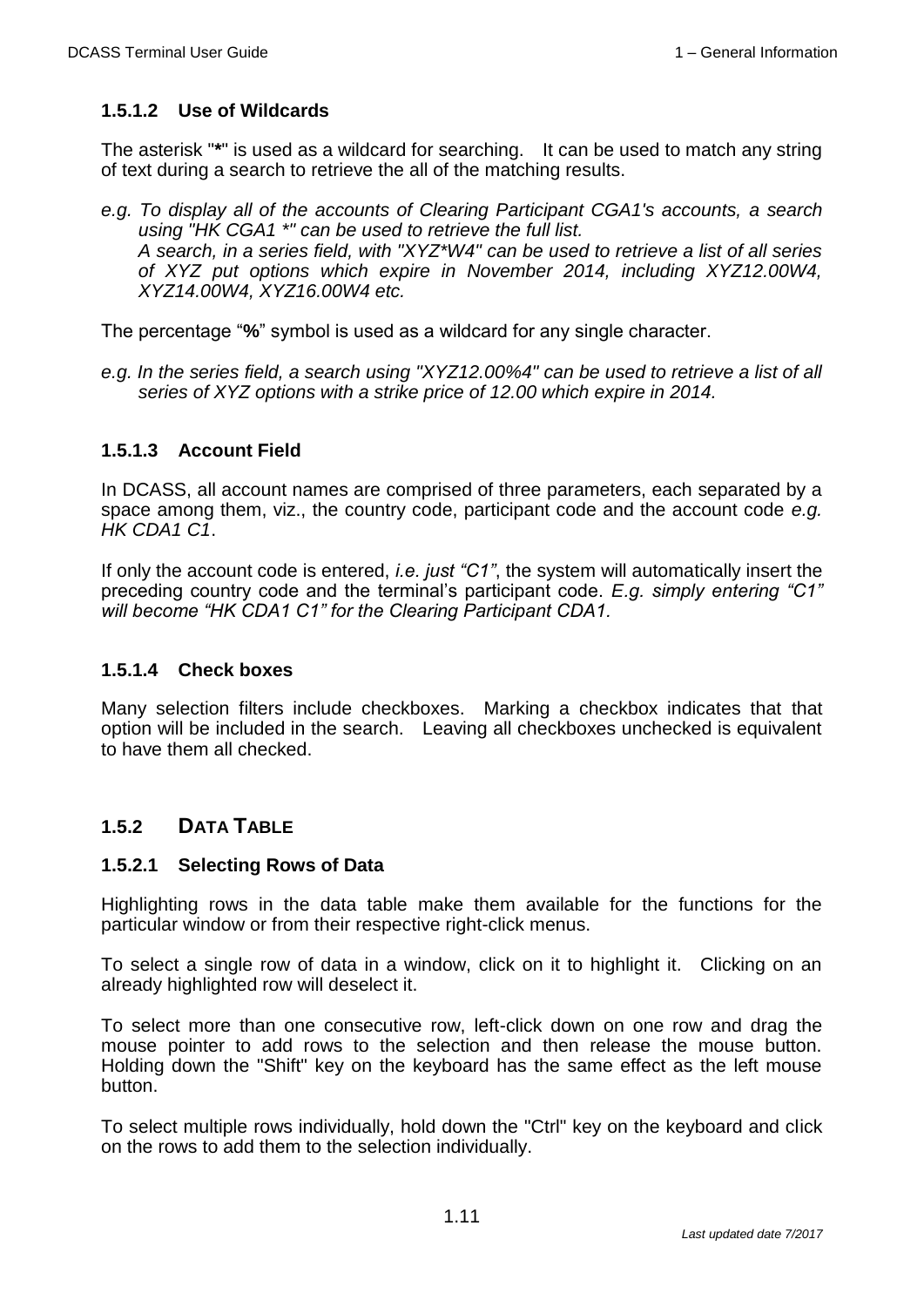#### 1.5.1.2 Use of Wildcards

The asterisk "**\***" is used as a wildcard for searching. It can be used to match any string of text during a search to retrieve the all of the matching results.

*e.g. To display all of the accounts of Clearing Participant CGA1's accounts, a search using "HK CGA1 \*" can be used to retrieve the full list.*
*A search, in a series field, with "XYZ\*W4" can be used to retrieve a list of all series of XYZ put options which expire in November 2014, including XYZ12.00W4, XYZ14.00W4, XYZ16.00W4 etc.*

The percentage "**%**" symbol is used as a wildcard for any single character.

*e.g. In the series field, a search using "XYZ12.00%4" can be used to retrieve a list of all series of XYZ options with a strike price of 12.00 which expire in 2014.*

#### 1.5.1.3 Account Field

In DCASS, all account names are comprised of three parameters, each separated by a space among them, viz., the country code, participant code and the account code *e.g. HK CDA1 C1*.

If only the account code is entered, *i.e. just "C1"*, the system will automatically insert the preceding country code and the terminal's participant code. *E.g. simply entering "C1" will become "HK CDA1 C1" for the Clearing Participant CDA1.*

#### 1.5.1.4 Check boxes

Many selection filters include checkboxes. Marking a checkbox indicates that that option will be included in the search. Leaving all checkboxes unchecked is equivalent to have them all checked.

### 1.5.2 DATA TABLE

#### 1.5.2.1 Selecting Rows of Data

Highlighting rows in the data table make them available for the functions for the particular window or from their respective right-click menus.

To select a single row of data in a window, click on it to highlight it. Clicking on an already highlighted row will deselect it.

To select more than one consecutive row, left-click down on one row and drag the mouse pointer to add rows to the selection and then release the mouse button. Holding down the "Shift" key on the keyboard has the same effect as the left mouse button.

To select multiple rows individually, hold down the "Ctrl" key on the keyboard and click on the rows to add them to the selection individually.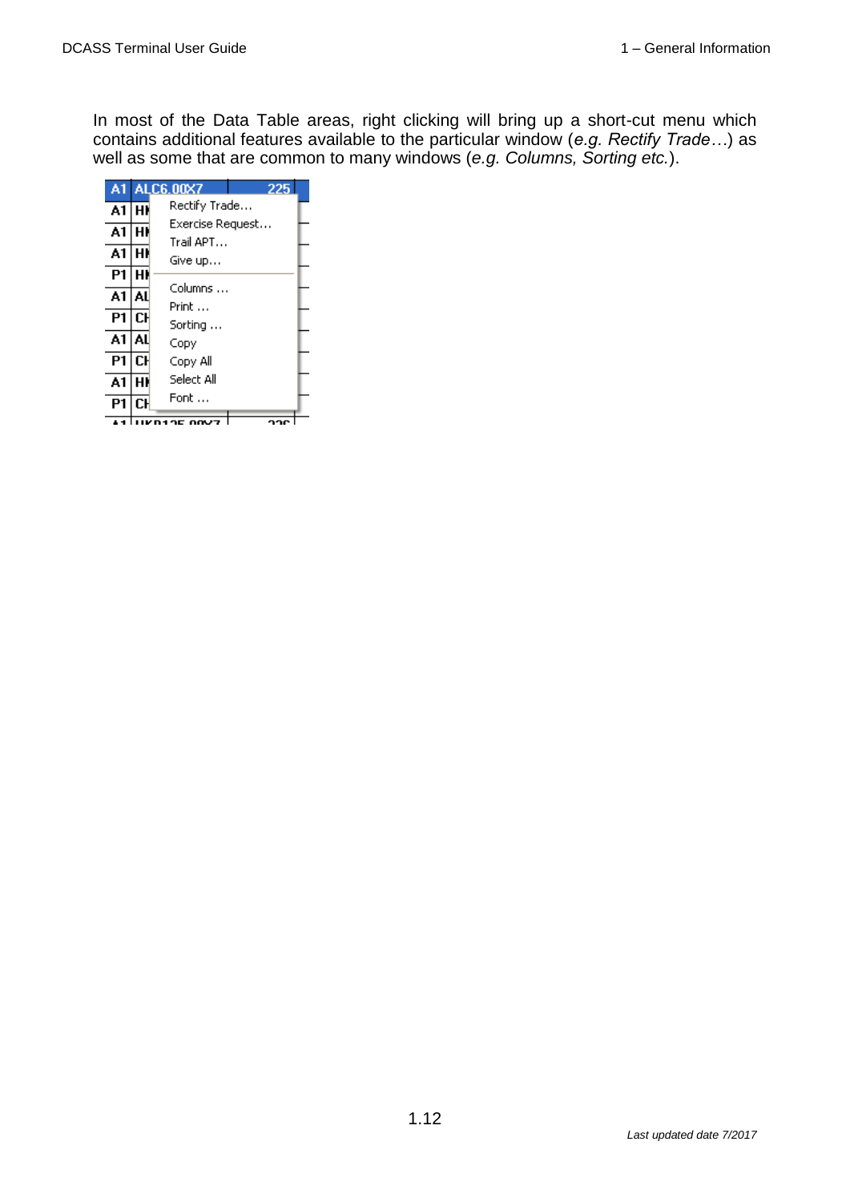In most of the Data Table areas, right clicking will bring up a short-cut menu which contains additional features available to the particular window (*e.g. Rectify Trade…*) as well as some that are common to many windows (*e.g. Columns, Sorting etc.*).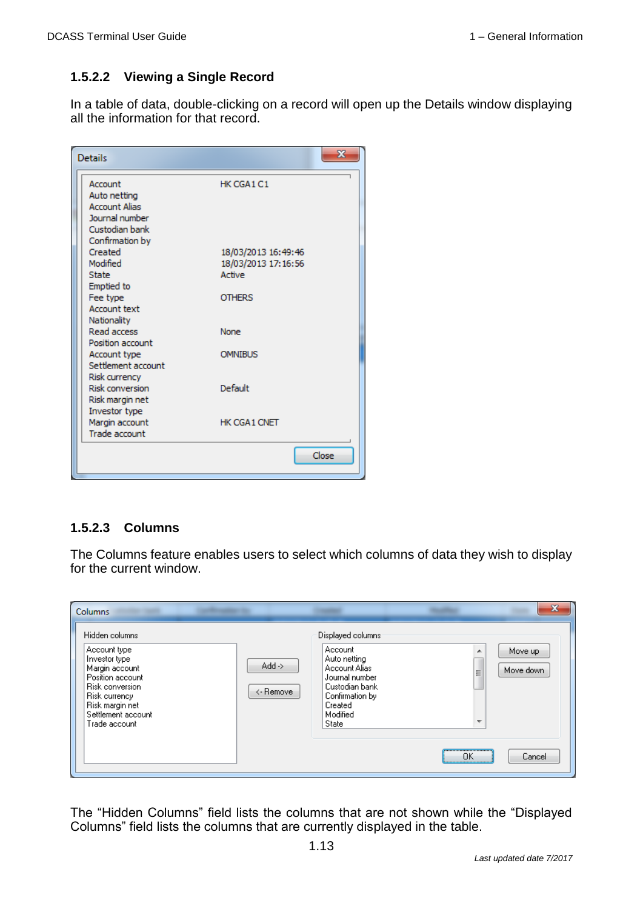### 1.5.2.2 Viewing a Single Record

In a table of data, double-clicking on a record will open up the Details window displaying all the information for that record.

### 1.5.2.3 Columns

The Columns feature enables users to select which columns of data they wish to display for the current window.

The "Hidden Columns" field lists the columns that are not shown while the "Displayed Columns" field lists the columns that are currently displayed in the table.

*Last updated date 7/2017*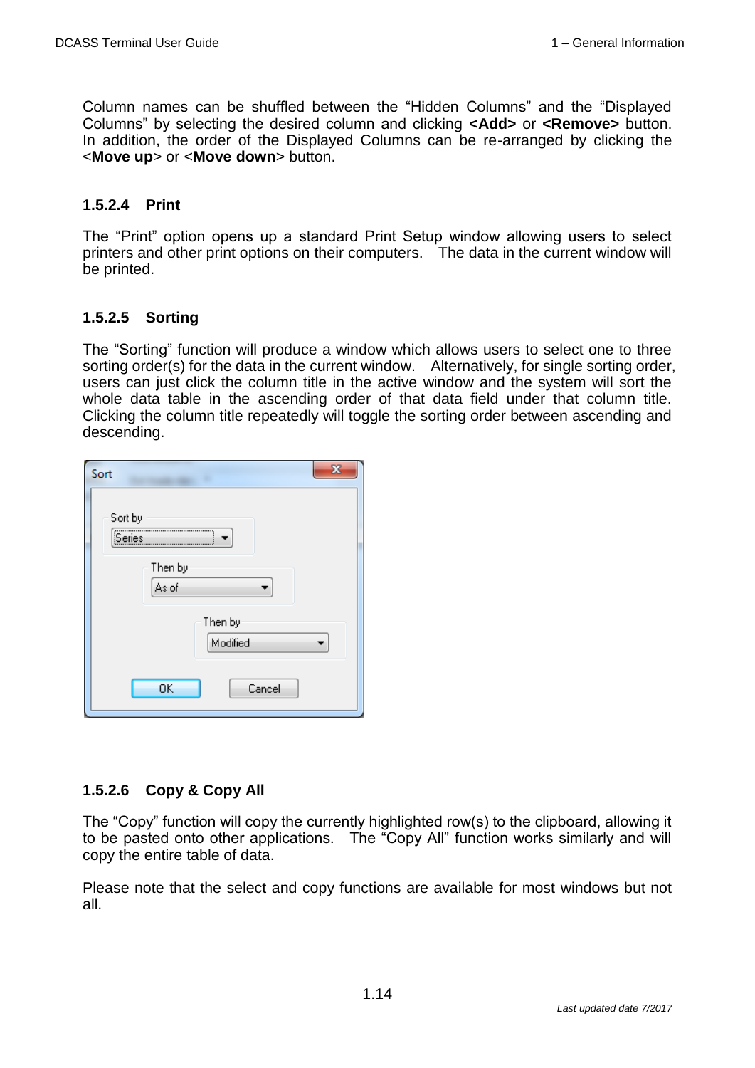Column names can be shuffled between the "Hidden Columns" and the "Displayed Columns" by selecting the desired column and clicking **<Add>** or **<Remove>** button. In addition, the order of the Displayed Columns can be re-arranged by clicking the <**Move up**> or <**Move down**> button.

### 1.5.2.4 Print

The "Print" option opens up a standard Print Setup window allowing users to select printers and other print options on their computers. The data in the current window will be printed.

### 1.5.2.5 Sorting

The "Sorting" function will produce a window which allows users to select one to three sorting order(s) for the data in the current window. Alternatively, for single sorting order, users can just click the column title in the active window and the system will sort the whole data table in the ascending order of that data field under that column title. Clicking the column title repeatedly will toggle the sorting order between ascending and descending.

### 1.5.2.6 Copy & Copy All

The "Copy" function will copy the currently highlighted row(s) to the clipboard, allowing it to be pasted onto other applications. The "Copy All" function works similarly and will copy the entire table of data.

Please note that the select and copy functions are available for most windows but not all.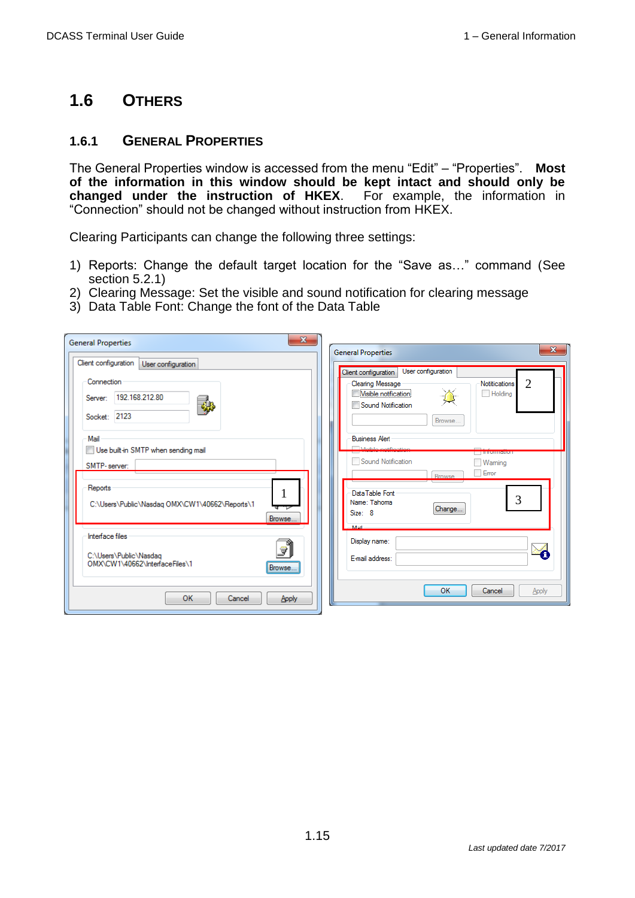## 1.6 OTHERS

### 1.6.1 GENERAL PROPERTIES

The General Properties window is accessed from the menu "Edit" – "Properties". **Most of the information in this window should be kept intact and should only be changed under the instruction of HKEX**. For example, the information in "Connection" should not be changed without instruction from HKEX.

Clearing Participants can change the following three settings:

1) Reports: Change the default target location for the "Save as…" command (See section 5.2.1)
2) Clearing Message: Set the visible and sound notification for clearing message
3) Data Table Font: Change the font of the Data Table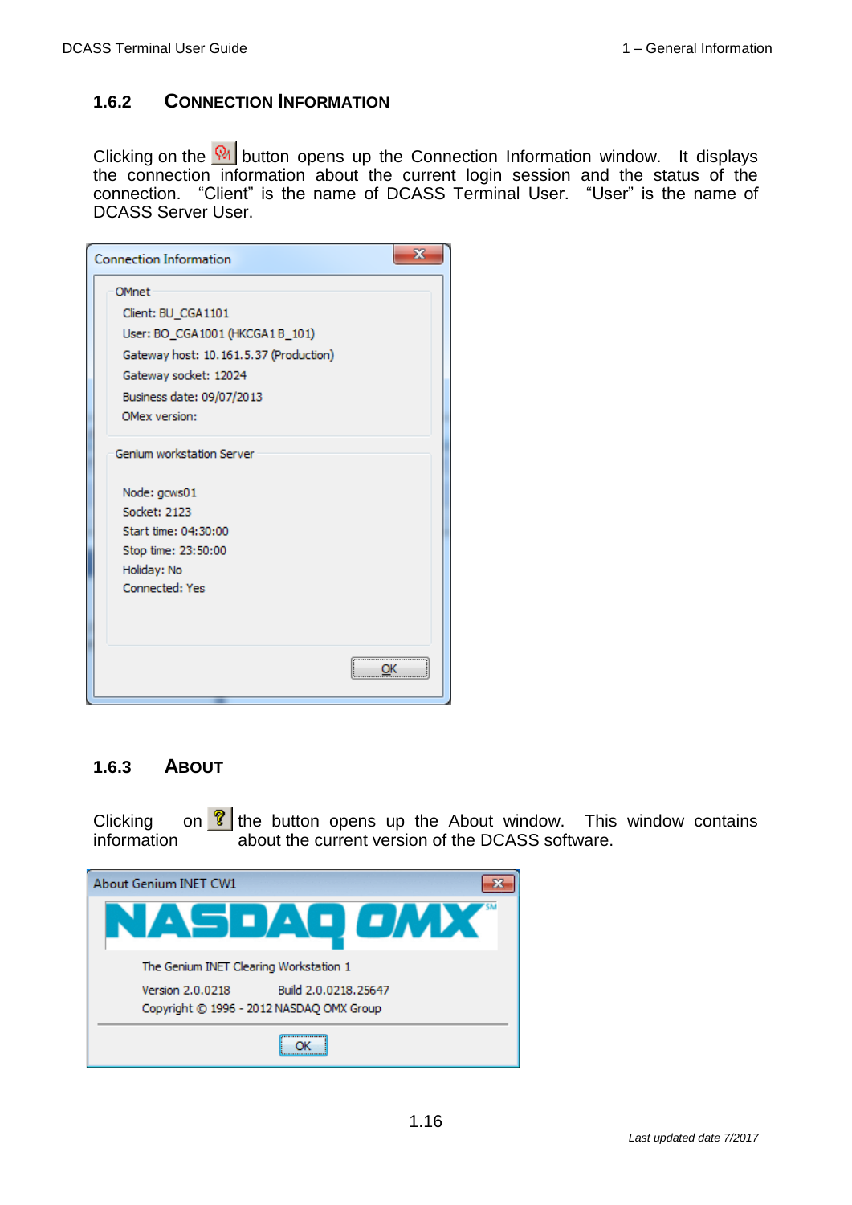### 1.6.2 Connection Information

Clicking on the button opens up the Connection Information window. It displays the connection information about the current login session and the status of the connection. "Client" is the name of DCASS Terminal User. "User" is the name of DCASS Server User.

Connection Information

OMnet

Client: BU_CGA1101

User: BO_CGA1001 (HKCGA1B_101)

Gateway host: 10.161.5.37 (Production)

Gateway socket: 12024

Business date: 09/07/2013

OMex version:

Genium workstation Server

Node: gcws01

Socket: 2123

Start time: 04:30:00

Stop time: 23:50:00

Holiday: No

Connected: Yes

OK

### 1.6.3 About

Clicking on the button opens up the About window. This window contains information about the current version of the DCASS software.

About Genium INET CW1

NASDAQ OMX

The Genium INET Clearing Workstation 1

Version 2.0.0218 Build 2.0.0218.25647

Copyright © 1996 - 2012 NASDAQ OMX Group

OK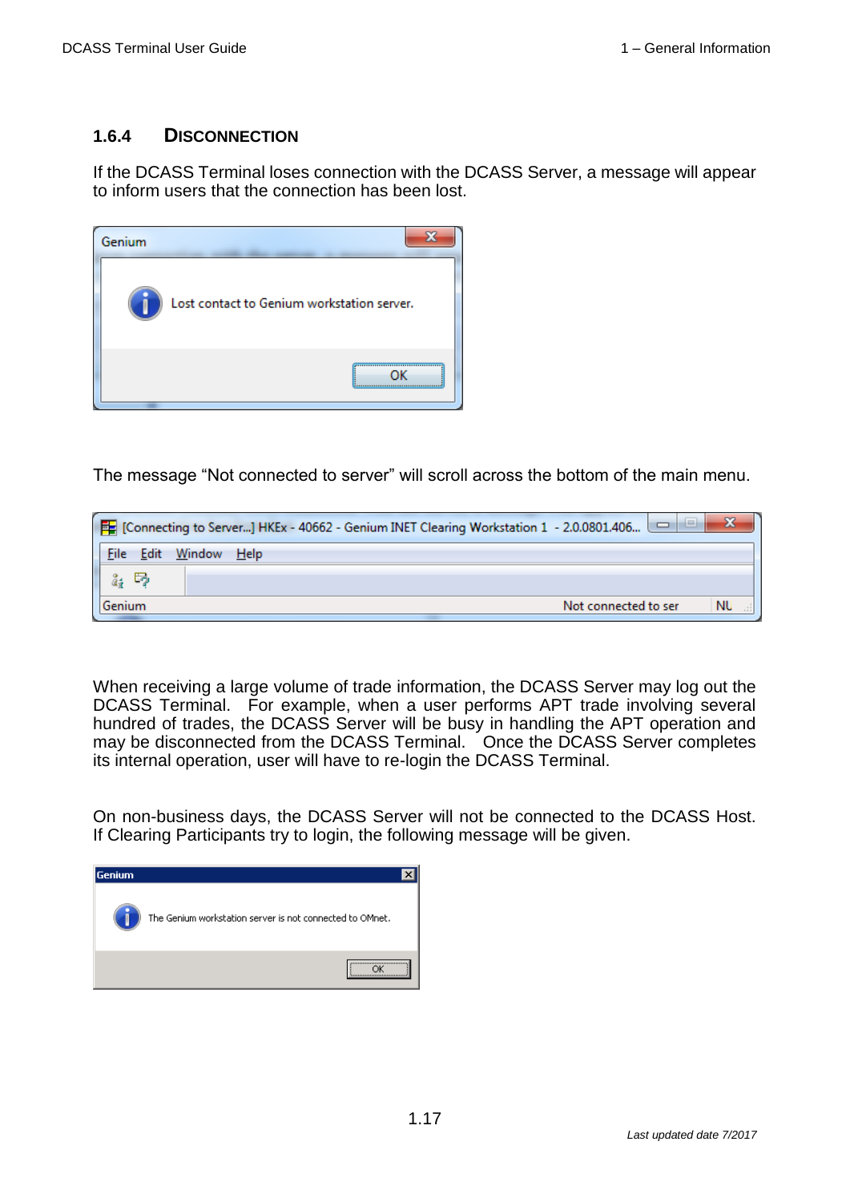### 1.6.4 DISCONNECTION

If the DCASS Terminal loses connection with the DCASS Server, a message will appear to inform users that the connection has been lost.

The message "Not connected to server" will scroll across the bottom of the main menu.

When receiving a large volume of trade information, the DCASS Server may log out the DCASS Terminal. For example, when a user performs APT trade involving several hundred of trades, the DCASS Server will be busy in handling the APT operation and may be disconnected from the DCASS Terminal. Once the DCASS Server completes its internal operation, user will have to re-login the DCASS Terminal.

On non-business days, the DCASS Server will not be connected to the DCASS Host. If Clearing Participants try to login, the following message will be given.

*Last updated date 7/2017*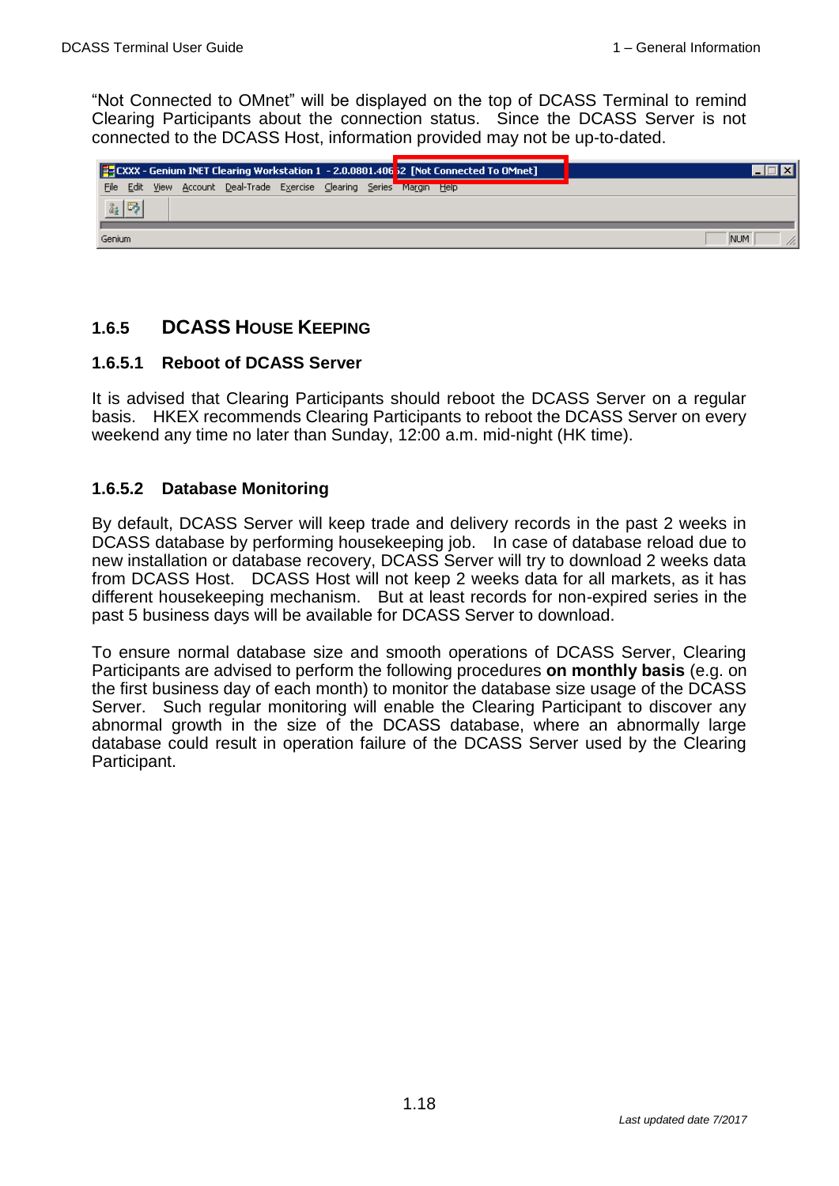"Not Connected to OMnet" will be displayed on the top of DCASS Terminal to remind Clearing Participants about the connection status. Since the DCASS Server is not connected to the DCASS Host, information provided may not be up-to-dated.

### 1.6.5 DCASS House Keeping

#### 1.6.5.1 Reboot of DCASS Server

It is advised that Clearing Participants should reboot the DCASS Server on a regular basis. HKEX recommends Clearing Participants to reboot the DCASS Server on every weekend any time no later than Sunday, 12:00 a.m. mid-night (HK time).

#### 1.6.5.2 Database Monitoring

By default, DCASS Server will keep trade and delivery records in the past 2 weeks in DCASS database by performing housekeeping job. In case of database reload due to new installation or database recovery, DCASS Server will try to download 2 weeks data from DCASS Host. DCASS Host will not keep 2 weeks data for all markets, as it has different housekeeping mechanism. But at least records for non-expired series in the past 5 business days will be available for DCASS Server to download.

To ensure normal database size and smooth operations of DCASS Server, Clearing Participants are advised to perform the following procedures **on monthly basis** (e.g. on the first business day of each month) to monitor the database size usage of the DCASS Server. Such regular monitoring will enable the Clearing Participant to discover any abnormal growth in the size of the DCASS database, where an abnormally large database could result in operation failure of the DCASS Server used by the Clearing Participant.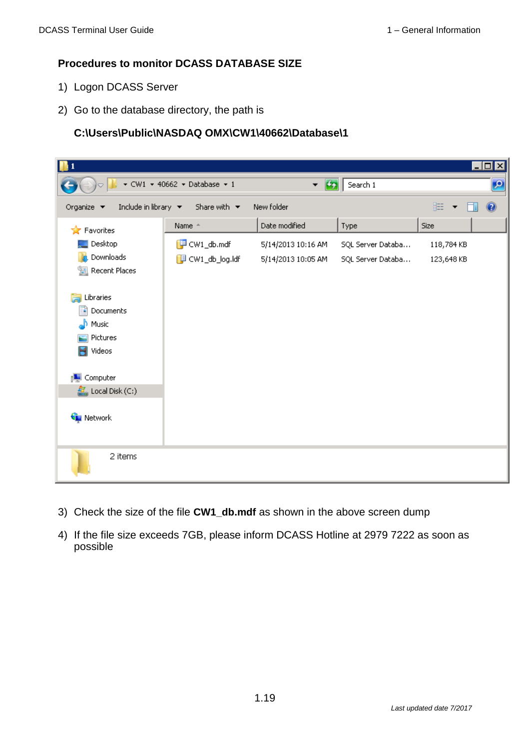### Procedures to monitor DCASS DATABASE SIZE

1) Logon DCASS Server
2) Go to the database directory, the path is

   **C:\Users\Public\NASDAQ OMX\CW1\40662\Database\1**

| Name | Date modified | Type | Size |
|---|---|---|---|
| CW1_db.mdf | 5/14/2013 10:16 AM | SQL Server Databa... | 118,784 KB |
| CW1_db_log.ldf | 5/14/2013 10:05 AM | SQL Server Databa... | 123,648 KB |

2 items

3) Check the size of the file **CW1_db.mdf** as shown in the above screen dump
4) If the file size exceeds 7GB, please inform DCASS Hotline at 2979 7222 as soon as possible

*Last updated date 7/2017*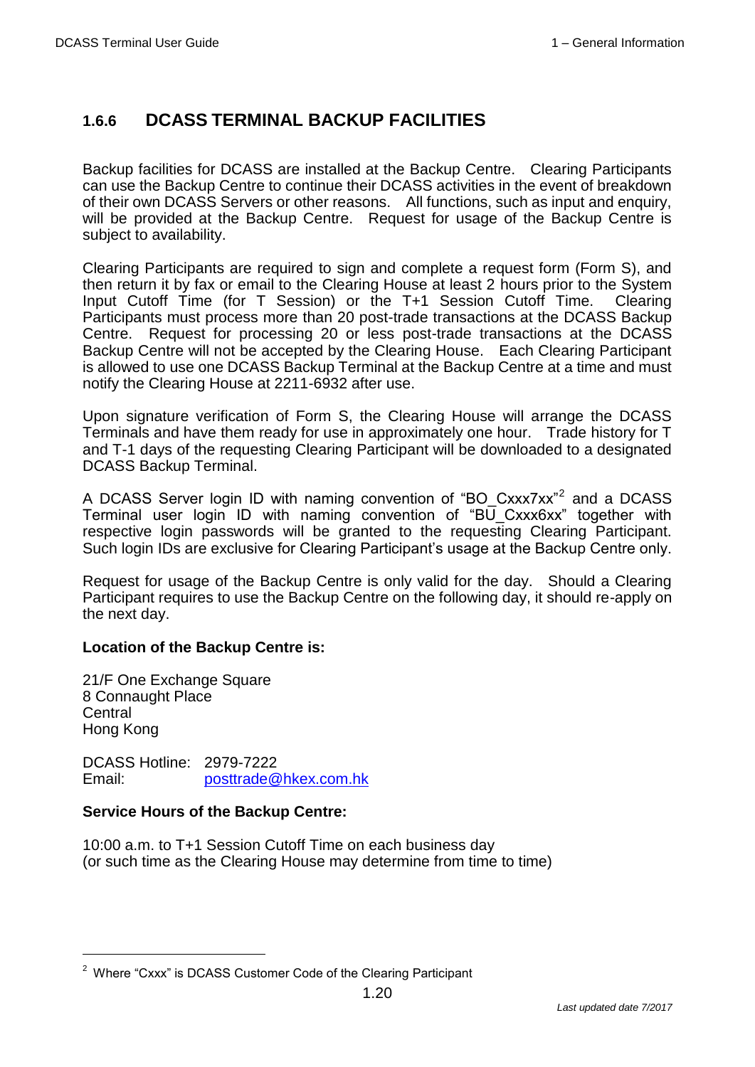### 1.6.6 DCASS TERMINAL BACKUP FACILITIES

Backup facilities for DCASS are installed at the Backup Centre. Clearing Participants can use the Backup Centre to continue their DCASS activities in the event of breakdown of their own DCASS Servers or other reasons. All functions, such as input and enquiry, will be provided at the Backup Centre. Request for usage of the Backup Centre is subject to availability.

Clearing Participants are required to sign and complete a request form (Form S), and then return it by fax or email to the Clearing House at least 2 hours prior to the System Input Cutoff Time (for T Session) or the T+1 Session Cutoff Time. Clearing Participants must process more than 20 post-trade transactions at the DCASS Backup Centre. Request for processing 20 or less post-trade transactions at the DCASS Backup Centre will not be accepted by the Clearing House. Each Clearing Participant is allowed to use one DCASS Backup Terminal at the Backup Centre at a time and must notify the Clearing House at 2211-6932 after use.

Upon signature verification of Form S, the Clearing House will arrange the DCASS Terminals and have them ready for use in approximately one hour. Trade history for T and T-1 days of the requesting Clearing Participant will be downloaded to a designated DCASS Backup Terminal.

A DCASS Server login ID with naming convention of "BO_Cxxx7xx"[2] and a DCASS Terminal user login ID with naming convention of "BU_Cxxx6xx" together with respective login passwords will be granted to the requesting Clearing Participant. Such login IDs are exclusive for Clearing Participant's usage at the Backup Centre only.

Request for usage of the Backup Centre is only valid for the day. Should a Clearing Participant requires to use the Backup Centre on the following day, it should re-apply on the next day.

**Location of the Backup Centre is:**

21/F One Exchange Square
8 Connaught Place
Central
Hong Kong

DCASS Hotline: 2979-7222
Email: posttrade@hkex.com.hk

**Service Hours of the Backup Centre:**

10:00 a.m. to T+1 Session Cutoff Time on each business day
(or such time as the Clearing House may determine from time to time)

[2] Where "Cxxx" is DCASS Customer Code of the Clearing Participant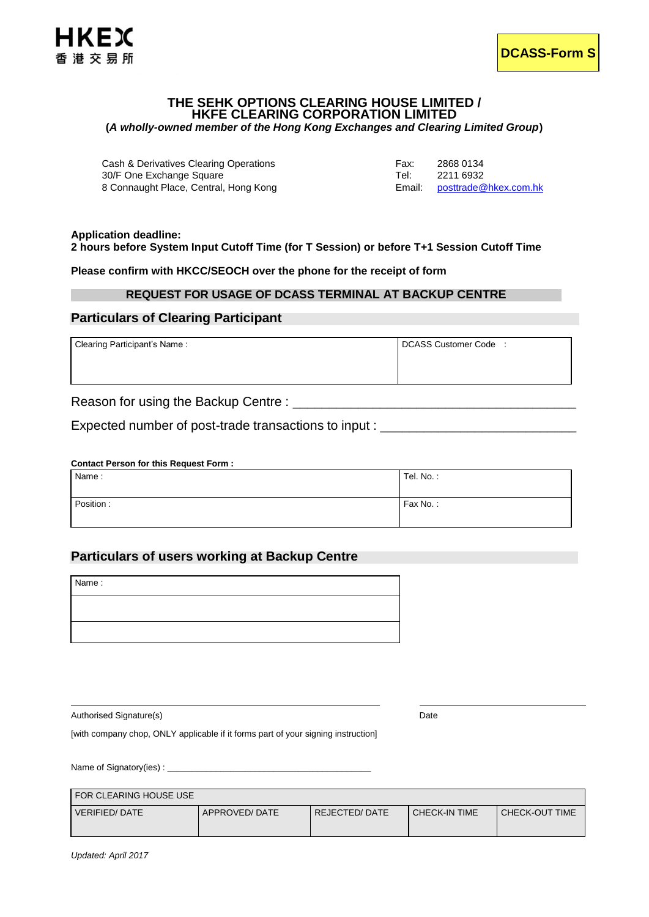HKEX
香港交易所

**DCASS-Form S**

**THE SEHK OPTIONS CLEARING HOUSE LIMITED / HKFE CLEARING CORPORATION LIMITED**

**(*A wholly-owned member of the Hong Kong Exchanges and Clearing Limited Group*)**

Cash & Derivatives Clearing Operations
30/F One Exchange Square
8 Connaught Place, Central, Hong Kong

Fax: 2868 0134
Tel: 2211 6932
Email: posttrade@hkex.com.hk

**Application deadline:**
**2 hours before System Input Cutoff Time (for T Session) or before T+1 Session Cutoff Time**

**Please confirm with HKCC/SEOCH over the phone for the receipt of form**

## REQUEST FOR USAGE OF DCASS TERMINAL AT BACKUP CENTRE

### Particulars of Clearing Participant

| Clearing Participant's Name : | DCASS Customer Code : |
|---|---|
| | |

Reason for using the Backup Centre : ________________________________________

Expected number of post-trade transactions to input : ___________________________

**Contact Person for this Request Form :**

| Name : | Tel. No. : |
|---|---|
| Position : | Fax No. : |

### Particulars of users working at Backup Centre

| Name : |
|---|
| |
| |

_______________________________ Authorised Signature(s)

[with company chop, ONLY applicable if it forms part of your signing instruction]

_______________________________ Date

Name of Signatory(ies) : ________________________________________

| FOR CLEARING HOUSE USE | | | | |
|---|---|---|---|---|
| VERIFIED/ DATE | APPROVED/ DATE | REJECTED/ DATE | CHECK-IN TIME | CHECK-OUT TIME |
| | | | | |

*Updated: April 2017*